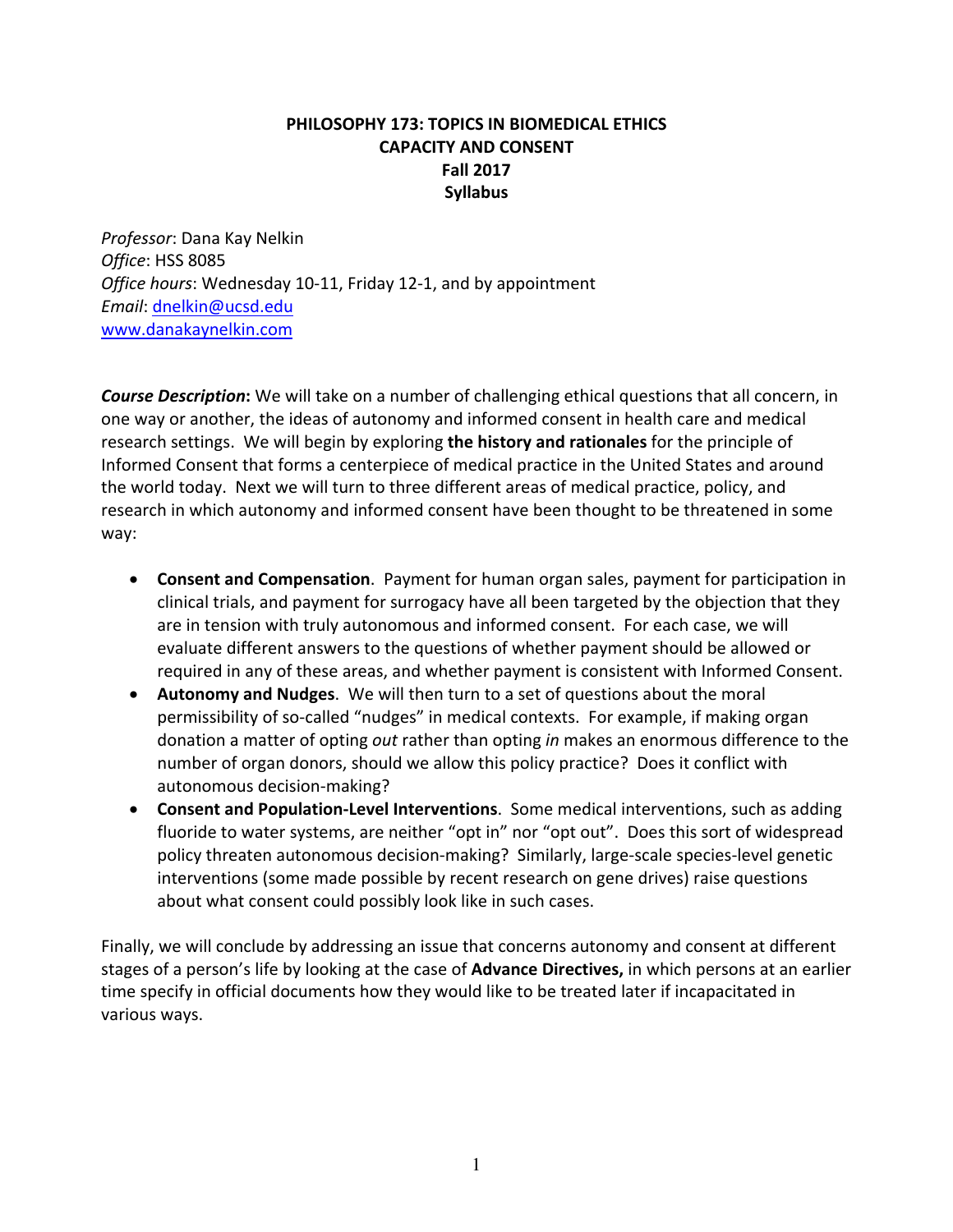**PHILOSOPHY 173: TOPICS IN BIOMEDICAL ETHICS**
**CAPACITY AND CONSENT**
**Fall 2017**
**Syllabus**

*Professor*: Dana Kay Nelkin
*Office*: HSS 8085
*Office hours*: Wednesday 10-11, Friday 12-1, and by appointment
*Email*: dnelkin@ucsd.edu
www.danakaynelkin.com

***Course Description*:** We will take on a number of challenging ethical questions that all concern, in one way or another, the ideas of autonomy and informed consent in health care and medical research settings. We will begin by exploring **the history and rationales** for the principle of Informed Consent that forms a centerpiece of medical practice in the United States and around the world today. Next we will turn to three different areas of medical practice, policy, and research in which autonomy and informed consent have been thought to be threatened in some way:

- **Consent and Compensation**. Payment for human organ sales, payment for participation in clinical trials, and payment for surrogacy have all been targeted by the objection that they are in tension with truly autonomous and informed consent. For each case, we will evaluate different answers to the questions of whether payment should be allowed or required in any of these areas, and whether payment is consistent with Informed Consent.
- **Autonomy and Nudges**. We will then turn to a set of questions about the moral permissibility of so-called "nudges" in medical contexts. For example, if making organ donation a matter of opting *out* rather than opting *in* makes an enormous difference to the number of organ donors, should we allow this policy practice? Does it conflict with autonomous decision-making?
- **Consent and Population-Level Interventions**. Some medical interventions, such as adding fluoride to water systems, are neither "opt in" nor "opt out". Does this sort of widespread policy threaten autonomous decision-making? Similarly, large-scale species-level genetic interventions (some made possible by recent research on gene drives) raise questions about what consent could possibly look like in such cases.

Finally, we will conclude by addressing an issue that concerns autonomy and consent at different stages of a person's life by looking at the case of **Advance Directives,** in which persons at an earlier time specify in official documents how they would like to be treated later if incapacitated in various ways.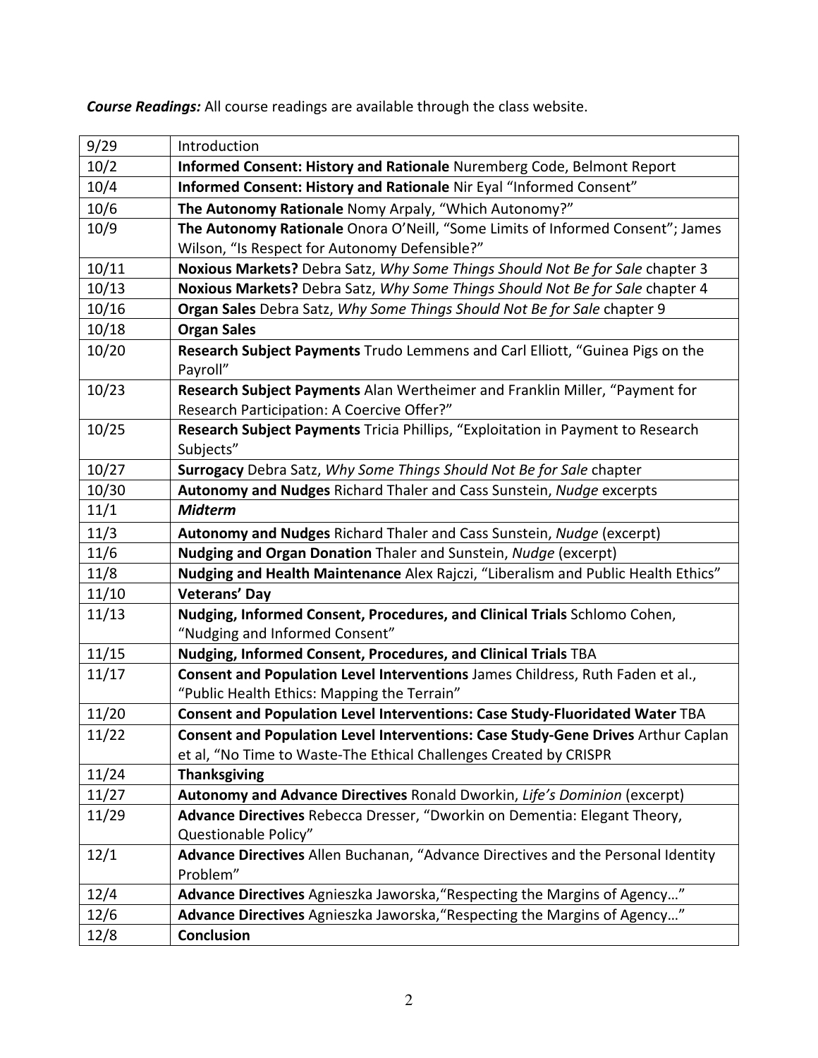***Course Readings:*** All course readings are available through the class website.

| | |
|---|---|
| 9/29 | Introduction |
| 10/2 | **Informed Consent: History and Rationale** Nuremberg Code, Belmont Report |
| 10/4 | **Informed Consent: History and Rationale** Nir Eyal "Informed Consent" |
| 10/6 | **The Autonomy Rationale** Nomy Arpaly, "Which Autonomy?" |
| 10/9 | **The Autonomy Rationale** Onora O'Neill, "Some Limits of Informed Consent"; James Wilson, "Is Respect for Autonomy Defensible?" |
| 10/11 | **Noxious Markets?** Debra Satz, *Why Some Things Should Not Be for Sale* chapter 3 |
| 10/13 | **Noxious Markets?** Debra Satz, *Why Some Things Should Not Be for Sale* chapter 4 |
| 10/16 | **Organ Sales** Debra Satz, *Why Some Things Should Not Be for Sale* chapter 9 |
| 10/18 | **Organ Sales** |
| 10/20 | **Research Subject Payments** Trudo Lemmens and Carl Elliott, "Guinea Pigs on the Payroll" |
| 10/23 | **Research Subject Payments** Alan Wertheimer and Franklin Miller, "Payment for Research Participation: A Coercive Offer?" |
| 10/25 | **Research Subject Payments** Tricia Phillips, "Exploitation in Payment to Research Subjects" |
| 10/27 | **Surrogacy** Debra Satz, *Why Some Things Should Not Be for Sale* chapter |
| 10/30 | **Autonomy and Nudges** Richard Thaler and Cass Sunstein, *Nudge* excerpts |
| 11/1 | ***Midterm*** |
| 11/3 | **Autonomy and Nudges** Richard Thaler and Cass Sunstein, *Nudge* (excerpt) |
| 11/6 | **Nudging and Organ Donation** Thaler and Sunstein, *Nudge* (excerpt) |
| 11/8 | **Nudging and Health Maintenance** Alex Rajczi, "Liberalism and Public Health Ethics" |
| 11/10 | **Veterans' Day** |
| 11/13 | **Nudging, Informed Consent, Procedures, and Clinical Trials** Schlomo Cohen, "Nudging and Informed Consent" |
| 11/15 | **Nudging, Informed Consent, Procedures, and Clinical Trials** TBA |
| 11/17 | **Consent and Population Level Interventions** James Childress, Ruth Faden et al., "Public Health Ethics: Mapping the Terrain" |
| 11/20 | **Consent and Population Level Interventions: Case Study-Fluoridated Water** TBA |
| 11/22 | **Consent and Population Level Interventions: Case Study-Gene Drives** Arthur Caplan et al, "No Time to Waste-The Ethical Challenges Created by CRISPR |
| 11/24 | **Thanksgiving** |
| 11/27 | **Autonomy and Advance Directives** Ronald Dworkin, *Life's Dominion* (excerpt) |
| 11/29 | **Advance Directives** Rebecca Dresser, "Dworkin on Dementia: Elegant Theory, Questionable Policy" |
| 12/1 | **Advance Directives** Allen Buchanan, "Advance Directives and the Personal Identity Problem" |
| 12/4 | **Advance Directives** Agnieszka Jaworska,"Respecting the Margins of Agency…" |
| 12/6 | **Advance Directives** Agnieszka Jaworska,"Respecting the Margins of Agency…" |
| 12/8 | **Conclusion** |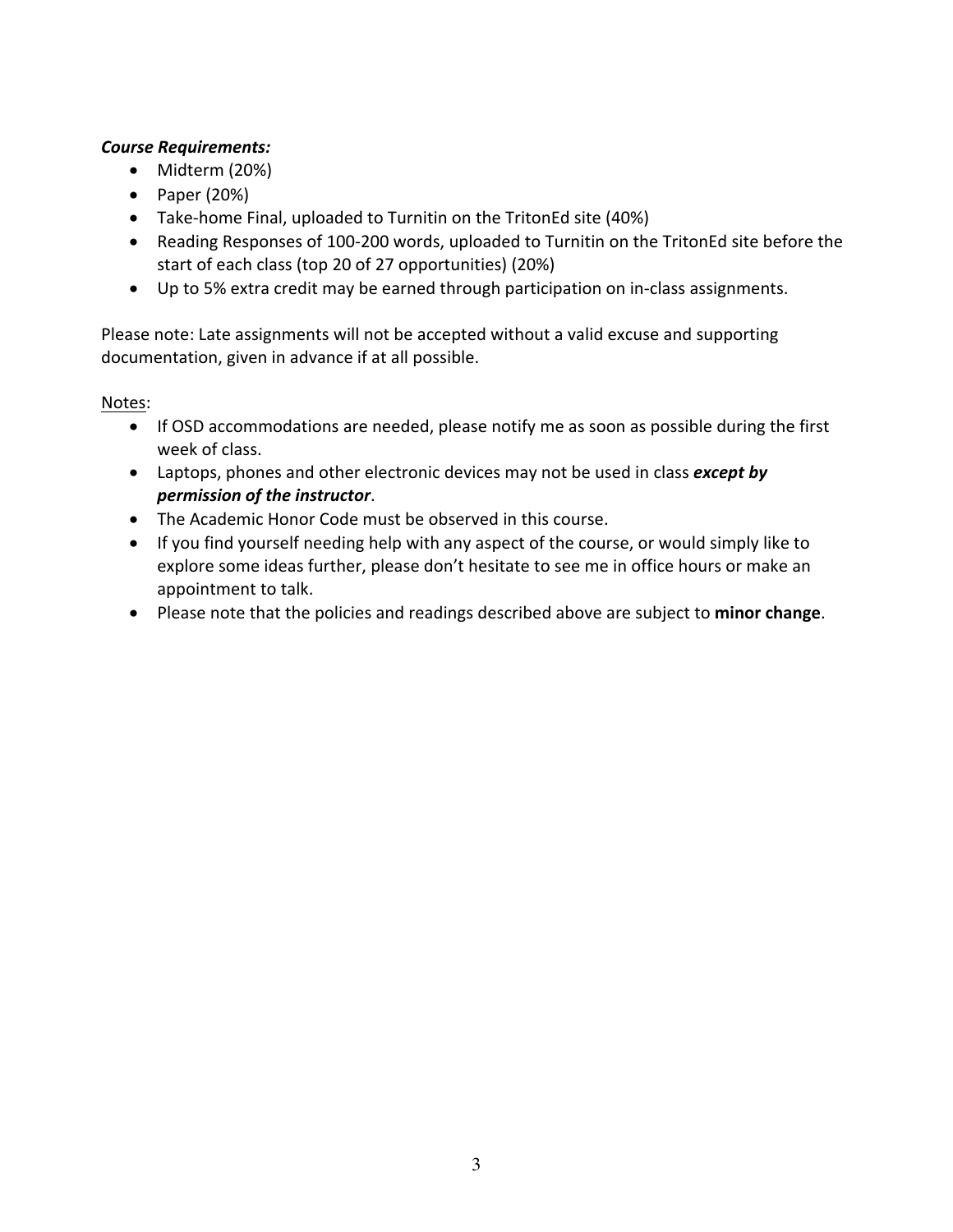***Course Requirements:***

- Midterm (20%)
- Paper (20%)
- Take-home Final, uploaded to Turnitin on the TritonEd site (40%)
- Reading Responses of 100-200 words, uploaded to Turnitin on the TritonEd site before the start of each class (top 20 of 27 opportunities) (20%)
- Up to 5% extra credit may be earned through participation on in-class assignments.

Please note: Late assignments will not be accepted without a valid excuse and supporting documentation, given in advance if at all possible.

<u>Notes</u>:

- If OSD accommodations are needed, please notify me as soon as possible during the first week of class.
- Laptops, phones and other electronic devices may not be used in class ***except by permission of the instructor***.
- The Academic Honor Code must be observed in this course.
- If you find yourself needing help with any aspect of the course, or would simply like to explore some ideas further, please don't hesitate to see me in office hours or make an appointment to talk.
- Please note that the policies and readings described above are subject to **minor change**.